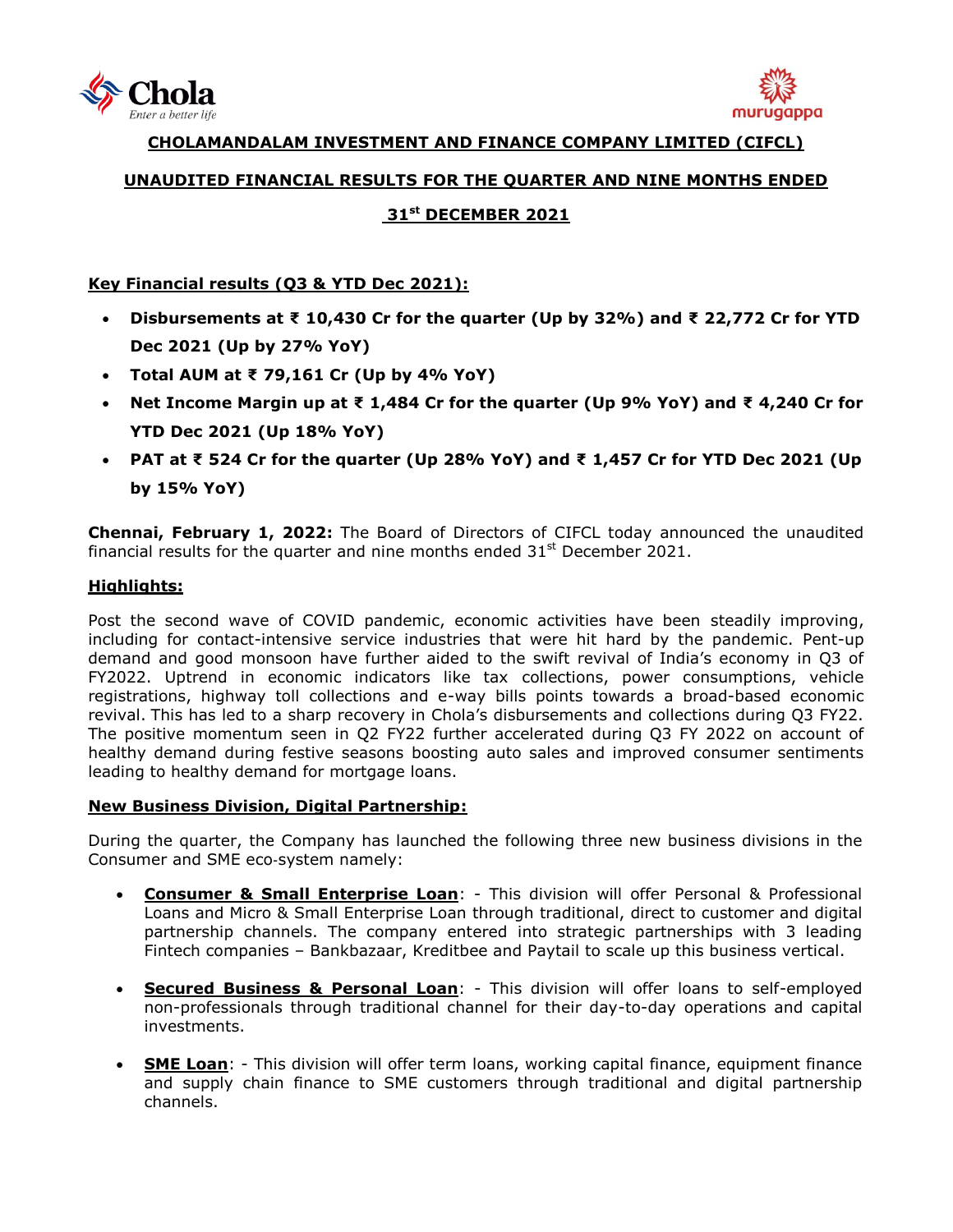**CHOLAMANDALAM INVESTMENT AND FINANCE COMPANY LIMITED (CIFCL)**

**UNAUDITED FINANCIAL RESULTS FOR THE QUARTER AND NINE MONTHS ENDED**

**31st DECEMBER 2021**

**Key Financial results (Q3 & YTD Dec 2021):**

- **Disbursements at ₹ 10,430 Cr for the quarter (Up by 32%) and ₹ 22,772 Cr for YTD Dec 2021 (Up by 27% YoY)**
- **Total AUM at ₹ 79,161 Cr (Up by 4% YoY)**
- **Net Income Margin up at ₹ 1,484 Cr for the quarter (Up 9% YoY) and ₹ 4,240 Cr for YTD Dec 2021 (Up 18% YoY)**
- **PAT at ₹ 524 Cr for the quarter (Up 28% YoY) and ₹ 1,457 Cr for YTD Dec 2021 (Up by 15% YoY)**

**Chennai, February 1, 2022:** The Board of Directors of CIFCL today announced the unaudited financial results for the quarter and nine months ended 31st December 2021.

**Highlights:**

Post the second wave of COVID pandemic, economic activities have been steadily improving, including for contact-intensive service industries that were hit hard by the pandemic. Pent-up demand and good monsoon have further aided to the swift revival of India's economy in Q3 of FY2022. Uptrend in economic indicators like tax collections, power consumptions, vehicle registrations, highway toll collections and e-way bills points towards a broad-based economic revival. This has led to a sharp recovery in Chola's disbursements and collections during Q3 FY22. The positive momentum seen in Q2 FY22 further accelerated during Q3 FY 2022 on account of healthy demand during festive seasons boosting auto sales and improved consumer sentiments leading to healthy demand for mortgage loans.

**New Business Division, Digital Partnership:**

During the quarter, the Company has launched the following three new business divisions in the Consumer and SME eco-system namely:

- **Consumer & Small Enterprise Loan**: - This division will offer Personal & Professional Loans and Micro & Small Enterprise Loan through traditional, direct to customer and digital partnership channels. The company entered into strategic partnerships with 3 leading Fintech companies – Bankbazaar, Kreditbee and Paytail to scale up this business vertical.

- **Secured Business & Personal Loan**: - This division will offer loans to self-employed non-professionals through traditional channel for their day-to-day operations and capital investments.

- **SME Loan**: - This division will offer term loans, working capital finance, equipment finance and supply chain finance to SME customers through traditional and digital partnership channels.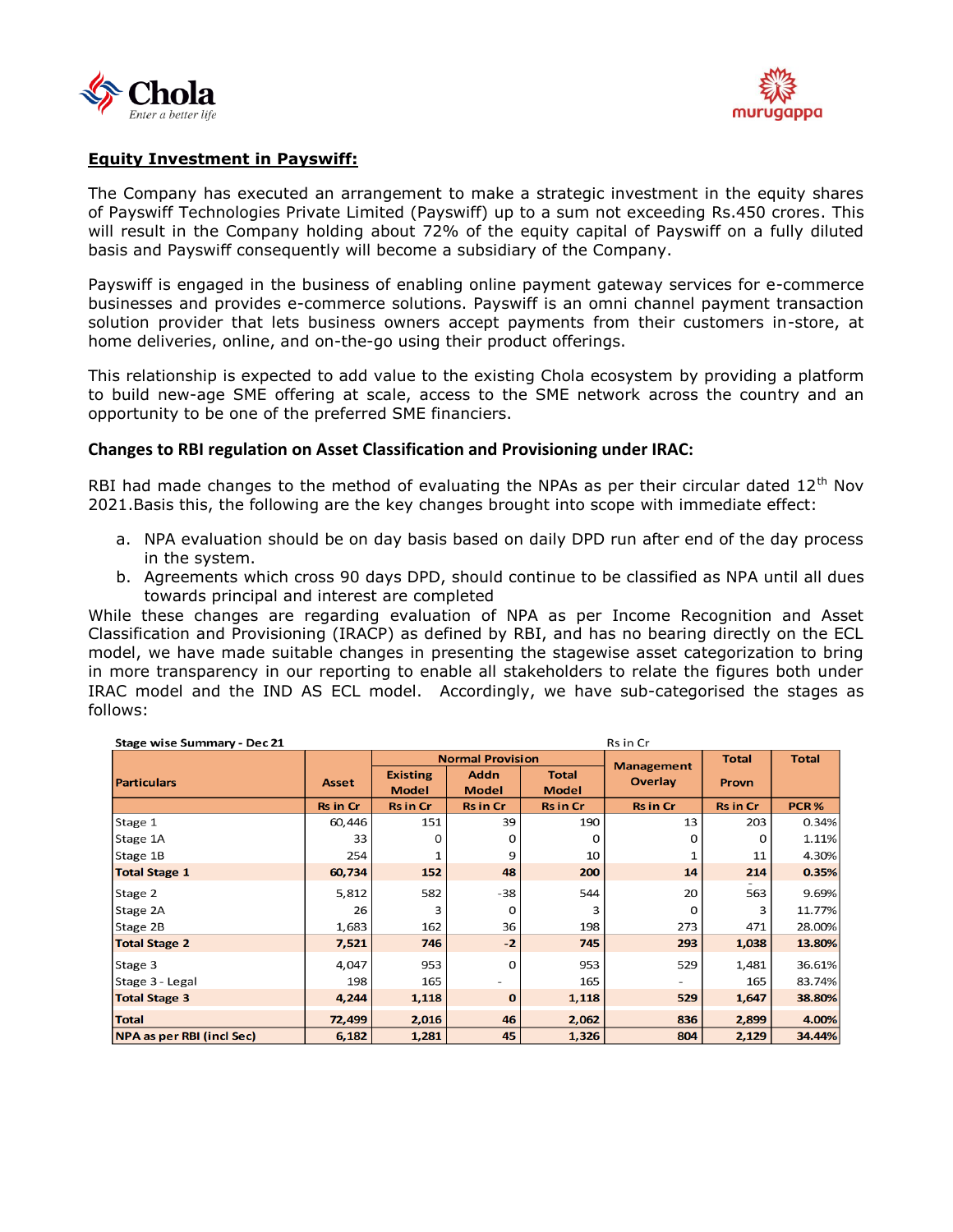## Equity Investment in Payswiff:

The Company has executed an arrangement to make a strategic investment in the equity shares of Payswiff Technologies Private Limited (Payswiff) up to a sum not exceeding Rs.450 crores. This will result in the Company holding about 72% of the equity capital of Payswiff on a fully diluted basis and Payswiff consequently will become a subsidiary of the Company.

Payswiff is engaged in the business of enabling online payment gateway services for e-commerce businesses and provides e-commerce solutions. Payswiff is an omni channel payment transaction solution provider that lets business owners accept payments from their customers in-store, at home deliveries, online, and on-the-go using their product offerings.

This relationship is expected to add value to the existing Chola ecosystem by providing a platform to build new-age SME offering at scale, access to the SME network across the country and an opportunity to be one of the preferred SME financiers.

### Changes to RBI regulation on Asset Classification and Provisioning under IRAC:

RBI had made changes to the method of evaluating the NPAs as per their circular dated 12th Nov 2021.Basis this, the following are the key changes brought into scope with immediate effect:

a. NPA evaluation should be on day basis based on daily DPD run after end of the day process in the system.
b. Agreements which cross 90 days DPD, should continue to be classified as NPA until all dues towards principal and interest are completed

While these changes are regarding evaluation of NPA as per Income Recognition and Asset Classification and Provisioning (IRACP) as defined by RBI, and has no bearing directly on the ECL model, we have made suitable changes in presenting the stagewise asset categorization to bring in more transparency in our reporting to enable all stakeholders to relate the figures both under IRAC model and the IND AS ECL model. Accordingly, we have sub-categorised the stages as follows:

**Stage wise Summary - Dec 21** (Rs in Cr)

| Particulars | Asset | Normal Provision | | | Management Overlay | Total Provn | Total |
|---|---|---|---|---|---|---|---|
| | | Existing Model | Addn Model | Total Model | | | |
| | Rs in Cr | Rs in Cr | Rs in Cr | Rs in Cr | Rs in Cr | Rs in Cr | PCR % |
| Stage 1 | 60,446 | 151 | 39 | 190 | 13 | 203 | 0.34% |
| Stage 1A | 33 | 0 | 0 | 0 | 0 | 0 | 1.11% |
| Stage 1B | 254 | 1 | 9 | 10 | 1 | 11 | 4.30% |
| **Total Stage 1** | **60,734** | **152** | **48** | **200** | **14** | **214** | **0.35%** |
| Stage 2 | 5,812 | 582 | -38 | 544 | 20 | 563 | 9.69% |
| Stage 2A | 26 | 3 | 0 | 3 | 0 | 3 | 11.77% |
| Stage 2B | 1,683 | 162 | 36 | 198 | 273 | 471 | 28.00% |
| **Total Stage 2** | **7,521** | **746** | **-2** | **745** | **293** | **1,038** | **13.80%** |
| Stage 3 | 4,047 | 953 | 0 | 953 | 529 | 1,481 | 36.61% |
| Stage 3 - Legal | 198 | 165 | - | 165 | - | 165 | 83.74% |
| **Total Stage 3** | **4,244** | **1,118** | **0** | **1,118** | **529** | **1,647** | **38.80%** |
| **Total** | **72,499** | **2,016** | **46** | **2,062** | **836** | **2,899** | **4.00%** |
| **NPA as per RBI (incl Sec)** | **6,182** | **1,281** | **45** | **1,326** | **804** | **2,129** | **34.44%** |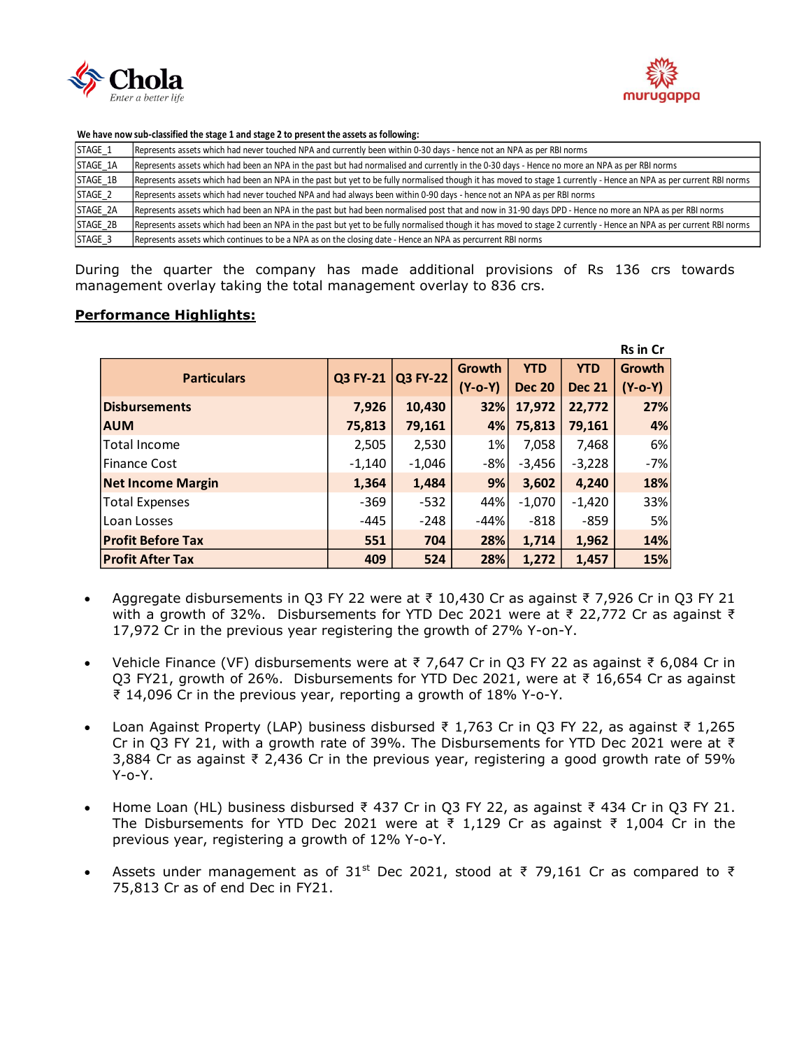**We have now sub-classified the stage 1 and stage 2 to present the assets as following:**

| | |
|---|---|
| STAGE_1 | Represents assets which had never touched NPA and currently been within 0-30 days - hence not an NPA as per RBI norms |
| STAGE_1A | Represents assets which had been an NPA in the past but had normalised and currently in the 0-30 days - Hence no more an NPA as per RBI norms |
| STAGE_1B | Represents assets which had been an NPA in the past but yet to be fully normalised though it has moved to stage 1 currently - Hence an NPA as per current RBI norms |
| STAGE_2 | Represents assets which had never touched NPA and had always been within 0-90 days - hence not an NPA as per RBI norms |
| STAGE_2A | Represents assets which had been an NPA in the past but had been normalised post that and now in 31-90 days DPD - Hence no more an NPA as per RBI norms |
| STAGE_2B | Represents assets which had been an NPA in the past but yet to be fully normalised though it has moved to stage 2 currently - Hence an NPA as per current RBI norms |
| STAGE_3 | Represents assets which continues to be a NPA as on the closing date - Hence an NPA as percurrent RBI norms |

During the quarter the company has made additional provisions of Rs 136 crs towards management overlay taking the total management overlay to 836 crs.

## Performance Highlights:

Rs in Cr

| Particulars | Q3 FY-21 | Q3 FY-22 | Growth (Y-o-Y) | YTD Dec 20 | YTD Dec 21 | Growth (Y-o-Y) |
|---|---|---|---|---|---|---|
| **Disbursements** | **7,926** | **10,430** | **32%** | **17,972** | **22,772** | **27%** |
| **AUM** | **75,813** | **79,161** | **4%** | **75,813** | **79,161** | **4%** |
| Total Income | 2,505 | 2,530 | 1% | 7,058 | 7,468 | 6% |
| Finance Cost | -1,140 | -1,046 | -8% | -3,456 | -3,228 | -7% |
| **Net Income Margin** | **1,364** | **1,484** | **9%** | **3,602** | **4,240** | **18%** |
| Total Expenses | -369 | -532 | 44% | -1,070 | -1,420 | 33% |
| Loan Losses | -445 | -248 | -44% | -818 | -859 | 5% |
| **Profit Before Tax** | **551** | **704** | **28%** | **1,714** | **1,962** | **14%** |
| **Profit After Tax** | **409** | **524** | **28%** | **1,272** | **1,457** | **15%** |

- Aggregate disbursements in Q3 FY 22 were at ₹ 10,430 Cr as against ₹ 7,926 Cr in Q3 FY 21 with a growth of 32%. Disbursements for YTD Dec 2021 were at ₹ 22,772 Cr as against ₹ 17,972 Cr in the previous year registering the growth of 27% Y-on-Y.

- Vehicle Finance (VF) disbursements were at ₹ 7,647 Cr in Q3 FY 22 as against ₹ 6,084 Cr in Q3 FY21, growth of 26%. Disbursements for YTD Dec 2021, were at ₹ 16,654 Cr as against ₹ 14,096 Cr in the previous year, reporting a growth of 18% Y-o-Y.

- Loan Against Property (LAP) business disbursed ₹ 1,763 Cr in Q3 FY 22, as against ₹ 1,265 Cr in Q3 FY 21, with a growth rate of 39%. The Disbursements for YTD Dec 2021 were at ₹ 3,884 Cr as against ₹ 2,436 Cr in the previous year, registering a good growth rate of 59% Y-o-Y.

- Home Loan (HL) business disbursed ₹ 437 Cr in Q3 FY 22, as against ₹ 434 Cr in Q3 FY 21. The Disbursements for YTD Dec 2021 were at ₹ 1,129 Cr as against ₹ 1,004 Cr in the previous year, registering a growth of 12% Y-o-Y.

- Assets under management as of 31st Dec 2021, stood at ₹ 79,161 Cr as compared to ₹ 75,813 Cr as of end Dec in FY21.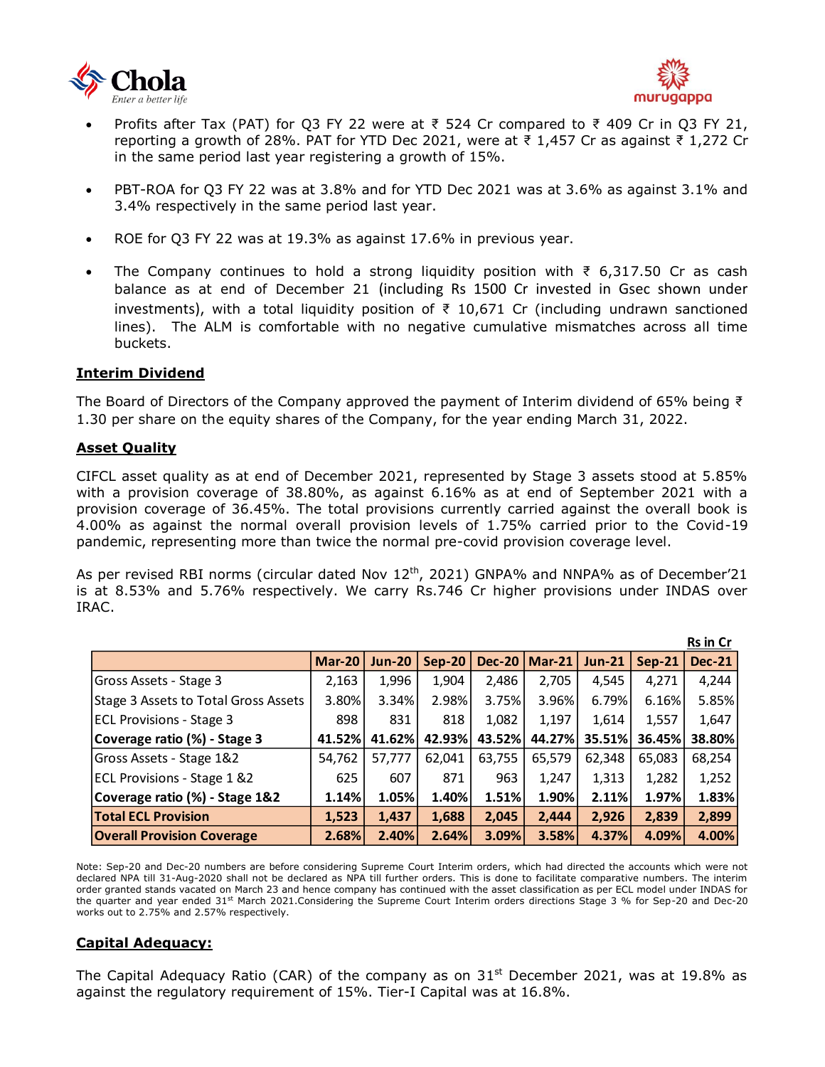- Profits after Tax (PAT) for Q3 FY 22 were at ₹ 524 Cr compared to ₹ 409 Cr in Q3 FY 21, reporting a growth of 28%. PAT for YTD Dec 2021, were at ₹ 1,457 Cr as against ₹ 1,272 Cr in the same period last year registering a growth of 15%.

- PBT-ROA for Q3 FY 22 was at 3.8% and for YTD Dec 2021 was at 3.6% as against 3.1% and 3.4% respectively in the same period last year.

- ROE for Q3 FY 22 was at 19.3% as against 17.6% in previous year.

- The Company continues to hold a strong liquidity position with ₹ 6,317.50 Cr as cash balance as at end of December 21 (including Rs 1500 Cr invested in Gsec shown under investments), with a total liquidity position of ₹ 10,671 Cr (including undrawn sanctioned lines). The ALM is comfortable with no negative cumulative mismatches across all time buckets.

## Interim Dividend

The Board of Directors of the Company approved the payment of Interim dividend of 65% being ₹ 1.30 per share on the equity shares of the Company, for the year ending March 31, 2022.

## Asset Quality

CIFCL asset quality as at end of December 2021, represented by Stage 3 assets stood at 5.85% with a provision coverage of 38.80%, as against 6.16% as at end of September 2021 with a provision coverage of 36.45%. The total provisions currently carried against the overall book is 4.00% as against the normal overall provision levels of 1.75% carried prior to the Covid-19 pandemic, representing more than twice the normal pre-covid provision coverage level.

As per revised RBI norms (circular dated Nov 12th, 2021) GNPA% and NNPA% as of December'21 is at 8.53% and 5.76% respectively. We carry Rs.746 Cr higher provisions under INDAS over IRAC.

Rs in Cr

| | Mar-20 | Jun-20 | Sep-20 | Dec-20 | Mar-21 | Jun-21 | Sep-21 | Dec-21 |
|---|---|---|---|---|---|---|---|---|
| Gross Assets - Stage 3 | 2,163 | 1,996 | 1,904 | 2,486 | 2,705 | 4,545 | 4,271 | 4,244 |
| Stage 3 Assets to Total Gross Assets | 3.80% | 3.34% | 2.98% | 3.75% | 3.96% | 6.79% | 6.16% | 5.85% |
| ECL Provisions - Stage 3 | 898 | 831 | 818 | 1,082 | 1,197 | 1,614 | 1,557 | 1,647 |
| **Coverage ratio (%) - Stage 3** | **41.52%** | **41.62%** | **42.93%** | **43.52%** | **44.27%** | **35.51%** | **36.45%** | **38.80%** |
| Gross Assets - Stage 1&2 | 54,762 | 57,777 | 62,041 | 63,755 | 65,579 | 62,348 | 65,083 | 68,254 |
| ECL Provisions - Stage 1 &2 | 625 | 607 | 871 | 963 | 1,247 | 1,313 | 1,282 | 1,252 |
| **Coverage ratio (%) - Stage 1&2** | **1.14%** | **1.05%** | **1.40%** | **1.51%** | **1.90%** | **2.11%** | **1.97%** | **1.83%** |
| **Total ECL Provision** | **1,523** | **1,437** | **1,688** | **2,045** | **2,444** | **2,926** | **2,839** | **2,899** |
| **Overall Provision Coverage** | **2.68%** | **2.40%** | **2.64%** | **3.09%** | **3.58%** | **4.37%** | **4.09%** | **4.00%** |

Note: Sep-20 and Dec-20 numbers are before considering Supreme Court Interim orders, which had directed the accounts which were not declared NPA till 31-Aug-2020 shall not be declared as NPA till further orders. This is done to facilitate comparative numbers. The interim order granted stands vacated on March 23 and hence company has continued with the asset classification as per ECL model under INDAS for the quarter and year ended 31st March 2021.Considering the Supreme Court Interim orders directions Stage 3 % for Sep-20 and Dec-20 works out to 2.75% and 2.57% respectively.

## Capital Adequacy:

The Capital Adequacy Ratio (CAR) of the company as on 31st December 2021, was at 19.8% as against the regulatory requirement of 15%. Tier-I Capital was at 16.8%.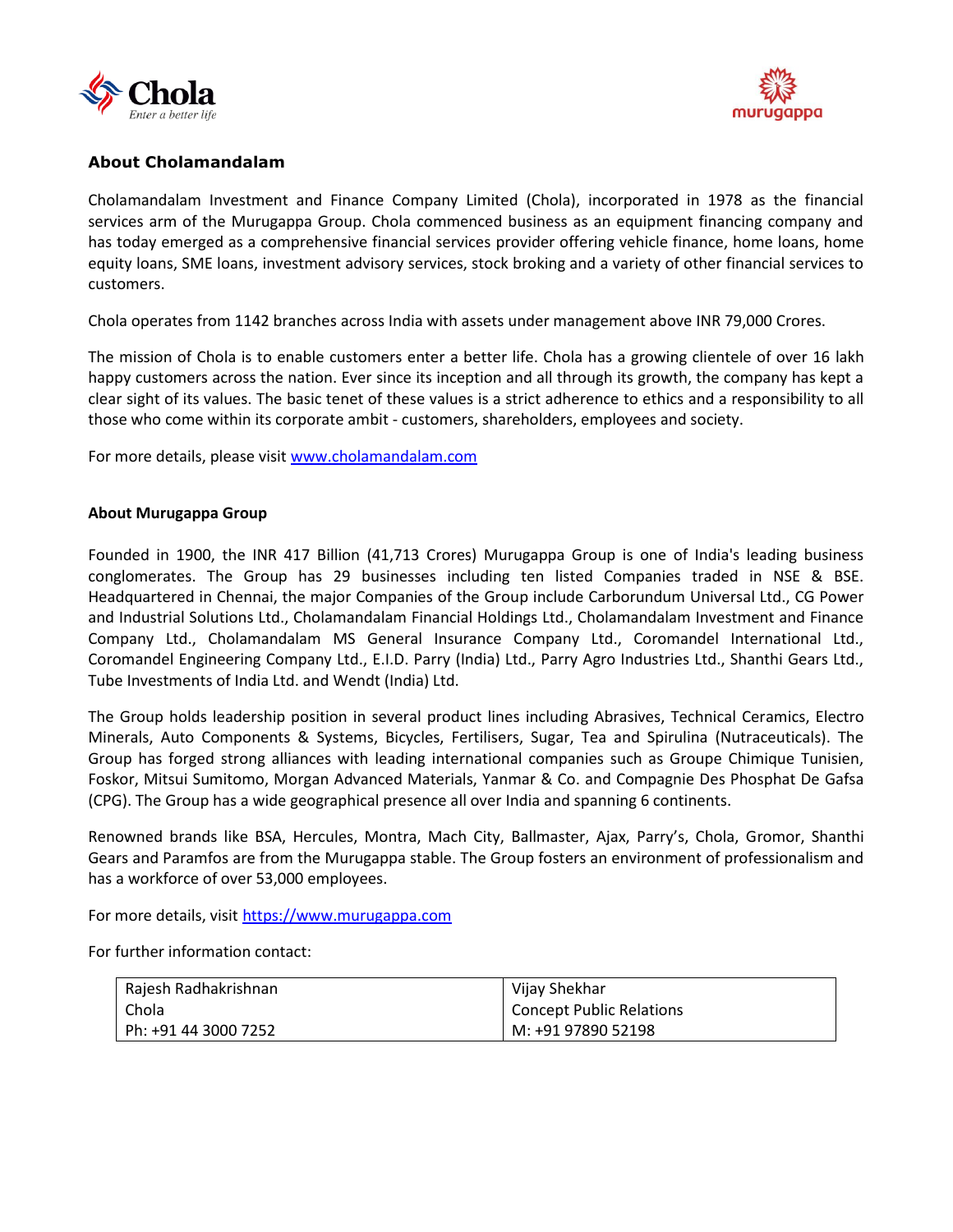## About Cholamandalam

Cholamandalam Investment and Finance Company Limited (Chola), incorporated in 1978 as the financial services arm of the Murugappa Group. Chola commenced business as an equipment financing company and has today emerged as a comprehensive financial services provider offering vehicle finance, home loans, home equity loans, SME loans, investment advisory services, stock broking and a variety of other financial services to customers.

Chola operates from 1142 branches across India with assets under management above INR 79,000 Crores.

The mission of Chola is to enable customers enter a better life. Chola has a growing clientele of over 16 lakh happy customers across the nation. Ever since its inception and all through its growth, the company has kept a clear sight of its values. The basic tenet of these values is a strict adherence to ethics and a responsibility to all those who come within its corporate ambit - customers, shareholders, employees and society.

For more details, please visit www.cholamandalam.com

**About Murugappa Group**

Founded in 1900, the INR 417 Billion (41,713 Crores) Murugappa Group is one of India's leading business conglomerates. The Group has 29 businesses including ten listed Companies traded in NSE & BSE. Headquartered in Chennai, the major Companies of the Group include Carborundum Universal Ltd., CG Power and Industrial Solutions Ltd., Cholamandalam Financial Holdings Ltd., Cholamandalam Investment and Finance Company Ltd., Cholamandalam MS General Insurance Company Ltd., Coromandel International Ltd., Coromandel Engineering Company Ltd., E.I.D. Parry (India) Ltd., Parry Agro Industries Ltd., Shanthi Gears Ltd., Tube Investments of India Ltd. and Wendt (India) Ltd.

The Group holds leadership position in several product lines including Abrasives, Technical Ceramics, Electro Minerals, Auto Components & Systems, Bicycles, Fertilisers, Sugar, Tea and Spirulina (Nutraceuticals). The Group has forged strong alliances with leading international companies such as Groupe Chimique Tunisien, Foskor, Mitsui Sumitomo, Morgan Advanced Materials, Yanmar & Co. and Compagnie Des Phosphat De Gafsa (CPG). The Group has a wide geographical presence all over India and spanning 6 continents.

Renowned brands like BSA, Hercules, Montra, Mach City, Ballmaster, Ajax, Parry's, Chola, Gromor, Shanthi Gears and Paramfos are from the Murugappa stable. The Group fosters an environment of professionalism and has a workforce of over 53,000 employees.

For more details, visit https://www.murugappa.com

For further information contact:

| | |
|---|---|
| Rajesh Radhakrishnan<br>Chola<br>Ph: +91 44 3000 7252 | Vijay Shekhar<br>Concept Public Relations<br>M: +91 97890 52198 |